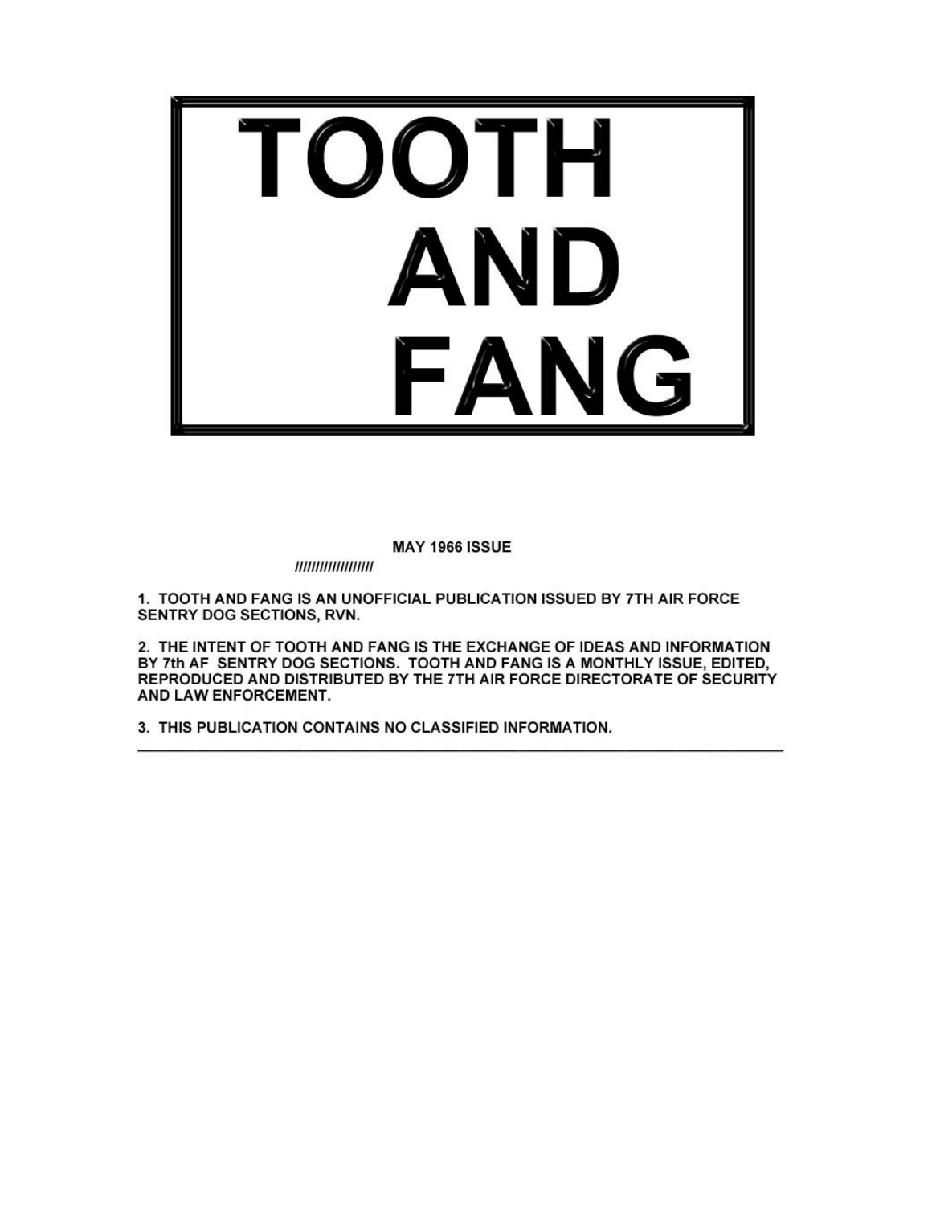# TOOTH AND FANG

**MAY 1966 ISSUE**

//////////////////

**1. TOOTH AND FANG IS AN UNOFFICIAL PUBLICATION ISSUED BY 7TH AIR FORCE SENTRY DOG SECTIONS, RVN.**

**2. THE INTENT OF TOOTH AND FANG IS THE EXCHANGE OF IDEAS AND INFORMATION BY 7th AF SENTRY DOG SECTIONS. TOOTH AND FANG IS A MONTHLY ISSUE, EDITED, REPRODUCED AND DISTRIBUTED BY THE 7TH AIR FORCE DIRECTORATE OF SECURITY AND LAW ENFORCEMENT.**

**3. THIS PUBLICATION CONTAINS NO CLASSIFIED INFORMATION.**

---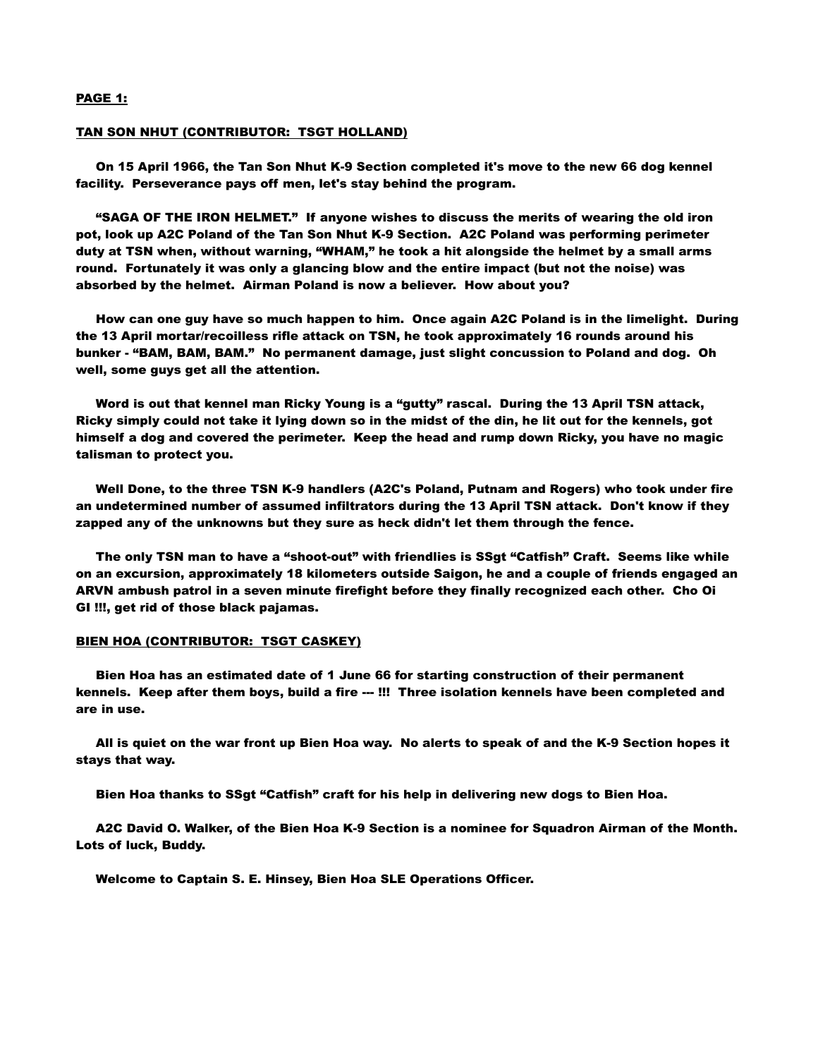**PAGE 1:**

## TAN SON NHUT (CONTRIBUTOR: TSGT HOLLAND)

On 15 April 1966, the Tan Son Nhut K-9 Section completed it's move to the new 66 dog kennel facility. Perseverance pays off men, let's stay behind the program.

"SAGA OF THE IRON HELMET." If anyone wishes to discuss the merits of wearing the old iron pot, look up A2C Poland of the Tan Son Nhut K-9 Section. A2C Poland was performing perimeter duty at TSN when, without warning, "WHAM," he took a hit alongside the helmet by a small arms round. Fortunately it was only a glancing blow and the entire impact (but not the noise) was absorbed by the helmet. Airman Poland is now a believer. How about you?

How can one guy have so much happen to him. Once again A2C Poland is in the limelight. During the 13 April mortar/recoilless rifle attack on TSN, he took approximately 16 rounds around his bunker - "BAM, BAM, BAM." No permanent damage, just slight concussion to Poland and dog. Oh well, some guys get all the attention.

Word is out that kennel man Ricky Young is a "gutty" rascal. During the 13 April TSN attack, Ricky simply could not take it lying down so in the midst of the din, he lit out for the kennels, got himself a dog and covered the perimeter. Keep the head and rump down Ricky, you have no magic talisman to protect you.

Well Done, to the three TSN K-9 handlers (A2C's Poland, Putnam and Rogers) who took under fire an undetermined number of assumed infiltrators during the 13 April TSN attack. Don't know if they zapped any of the unknowns but they sure as heck didn't let them through the fence.

The only TSN man to have a "shoot-out" with friendlies is SSgt "Catfish" Craft. Seems like while on an excursion, approximately 18 kilometers outside Saigon, he and a couple of friends engaged an ARVN ambush patrol in a seven minute firefight before they finally recognized each other. Cho Oi GI !!!, get rid of those black pajamas.

## BIEN HOA (CONTRIBUTOR: TSGT CASKEY)

Bien Hoa has an estimated date of 1 June 66 for starting construction of their permanent kennels. Keep after them boys, build a fire --- !!! Three isolation kennels have been completed and are in use.

All is quiet on the war front up Bien Hoa way. No alerts to speak of and the K-9 Section hopes it stays that way.

Bien Hoa thanks to SSgt "Catfish" craft for his help in delivering new dogs to Bien Hoa.

A2C David O. Walker, of the Bien Hoa K-9 Section is a nominee for Squadron Airman of the Month. Lots of luck, Buddy.

Welcome to Captain S. E. Hinsey, Bien Hoa SLE Operations Officer.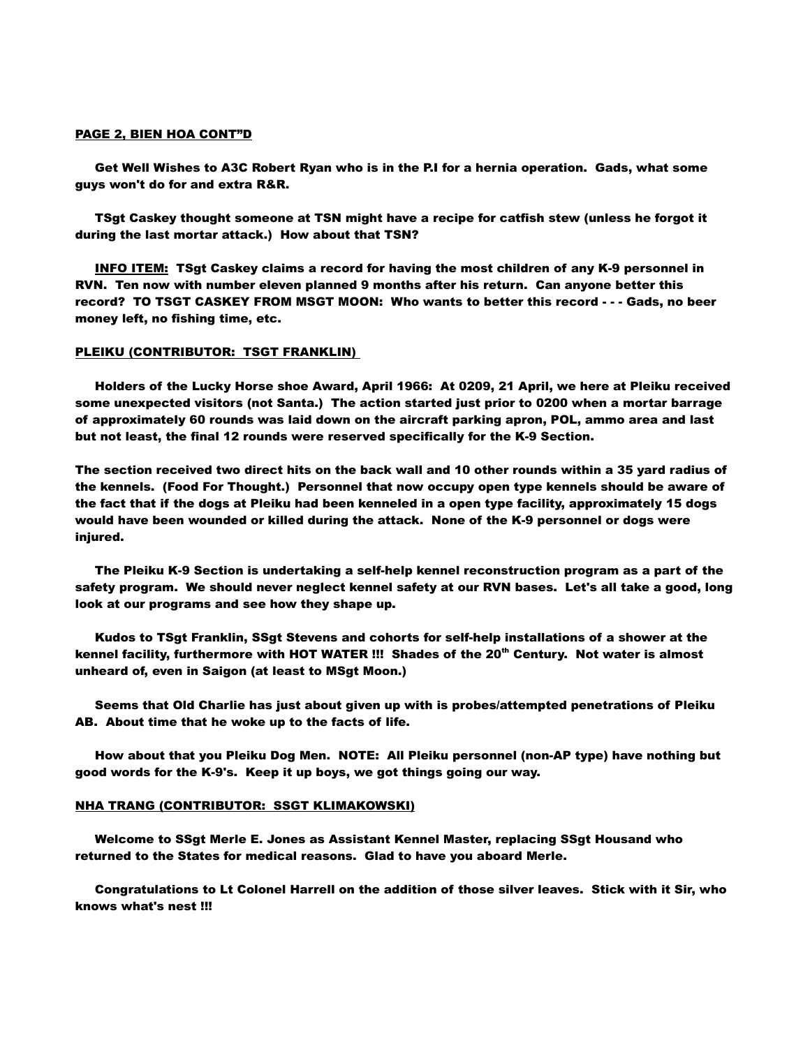**PAGE 2, BIEN HOA CONT"D**

**Get Well Wishes to A3C Robert Ryan who is in the P.I for a hernia operation. Gads, what some guys won't do for and extra R&R.**

**TSgt Caskey thought someone at TSN might have a recipe for catfish stew (unless he forgot it during the last mortar attack.) How about that TSN?**

**INFO ITEM: TSgt Caskey claims a record for having the most children of any K-9 personnel in RVN. Ten now with number eleven planned 9 months after his return. Can anyone better this record? TO TSGT CASKEY FROM MSGT MOON: Who wants to better this record - - - Gads, no beer money left, no fishing time, etc.**

**PLEIKU (CONTRIBUTOR: TSGT FRANKLIN)**

**Holders of the Lucky Horse shoe Award, April 1966: At 0209, 21 April, we here at Pleiku received some unexpected visitors (not Santa.) The action started just prior to 0200 when a mortar barrage of approximately 60 rounds was laid down on the aircraft parking apron, POL, ammo area and last but not least, the final 12 rounds were reserved specifically for the K-9 Section.**

**The section received two direct hits on the back wall and 10 other rounds within a 35 yard radius of the kennels. (Food For Thought.) Personnel that now occupy open type kennels should be aware of the fact that if the dogs at Pleiku had been kenneled in a open type facility, approximately 15 dogs would have been wounded or killed during the attack. None of the K-9 personnel or dogs were injured.**

**The Pleiku K-9 Section is undertaking a self-help kennel reconstruction program as a part of the safety program. We should never neglect kennel safety at our RVN bases. Let's all take a good, long look at our programs and see how they shape up.**

**Kudos to TSgt Franklin, SSgt Stevens and cohorts for self-help installations of a shower at the kennel facility, furthermore with HOT WATER !!! Shades of the 20th Century. Not water is almost unheard of, even in Saigon (at least to MSgt Moon.)**

**Seems that Old Charlie has just about given up with is probes/attempted penetrations of Pleiku AB. About time that he woke up to the facts of life.**

**How about that you Pleiku Dog Men. NOTE: All Pleiku personnel (non-AP type) have nothing but good words for the K-9's. Keep it up boys, we got things going our way.**

**NHA TRANG (CONTRIBUTOR: SSGT KLIMAKOWSKI)**

**Welcome to SSgt Merle E. Jones as Assistant Kennel Master, replacing SSgt Housand who returned to the States for medical reasons. Glad to have you aboard Merle.**

**Congratulations to Lt Colonel Harrell on the addition of those silver leaves. Stick with it Sir, who knows what's nest !!!**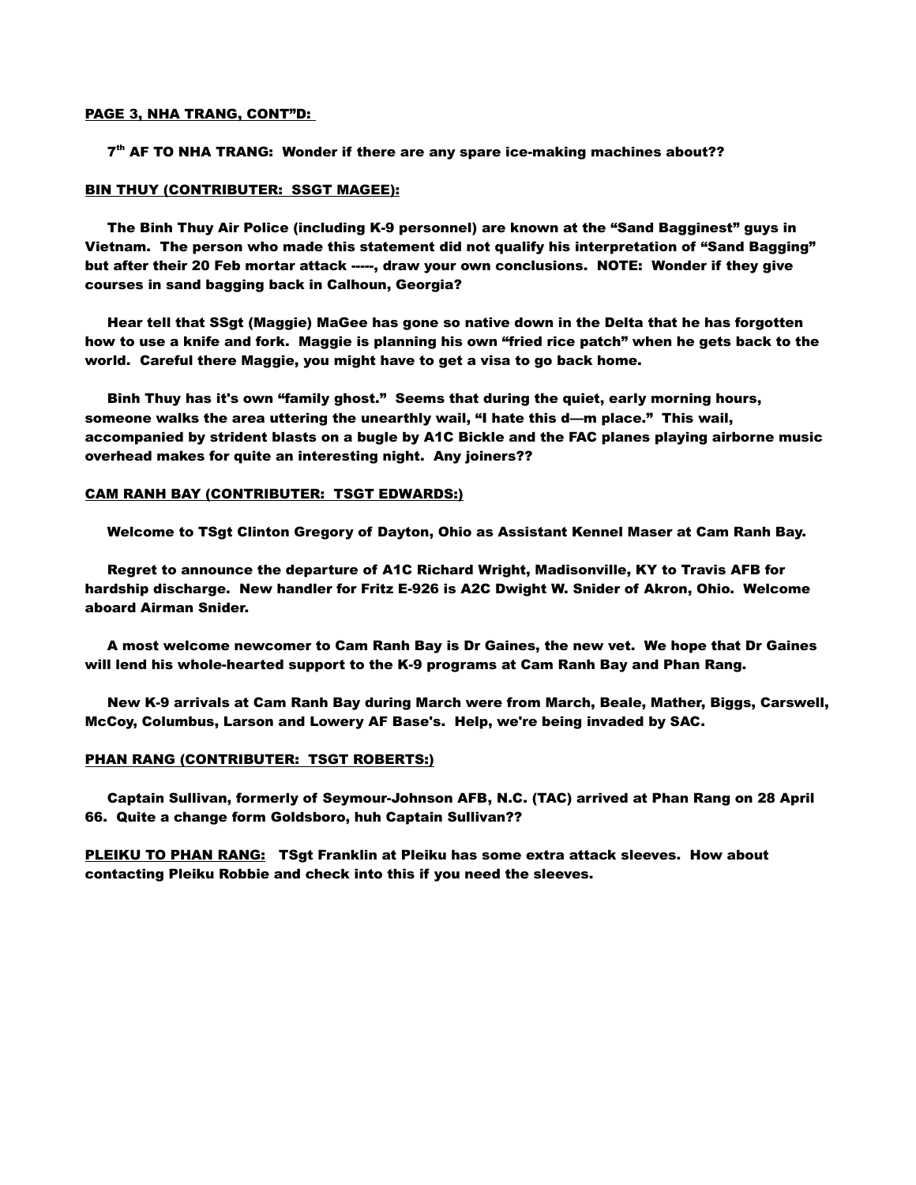**PAGE 3, NHA TRANG, CONT"D:**

**7th AF TO NHA TRANG: Wonder if there are any spare ice-making machines about??**

**BIN THUY (CONTRIBUTER: SSGT MAGEE):**

**The Binh Thuy Air Police (including K-9 personnel) are known at the "Sand Bagginest" guys in Vietnam. The person who made this statement did not qualify his interpretation of "Sand Bagging" but after their 20 Feb mortar attack -----, draw your own conclusions. NOTE: Wonder if they give courses in sand bagging back in Calhoun, Georgia?**

**Hear tell that SSgt (Maggie) MaGee has gone so native down in the Delta that he has forgotten how to use a knife and fork. Maggie is planning his own "fried rice patch" when he gets back to the world. Careful there Maggie, you might have to get a visa to go back home.**

**Binh Thuy has it's own "family ghost." Seems that during the quiet, early morning hours, someone walks the area uttering the unearthly wail, "I hate this d—m place." This wail, accompanied by strident blasts on a bugle by A1C Bickle and the FAC planes playing airborne music overhead makes for quite an interesting night. Any joiners??**

**CAM RANH BAY (CONTRIBUTER: TSGT EDWARDS:)**

**Welcome to TSgt Clinton Gregory of Dayton, Ohio as Assistant Kennel Maser at Cam Ranh Bay.**

**Regret to announce the departure of A1C Richard Wright, Madisonville, KY to Travis AFB for hardship discharge. New handler for Fritz E-926 is A2C Dwight W. Snider of Akron, Ohio. Welcome aboard Airman Snider.**

**A most welcome newcomer to Cam Ranh Bay is Dr Gaines, the new vet. We hope that Dr Gaines will lend his whole-hearted support to the K-9 programs at Cam Ranh Bay and Phan Rang.**

**New K-9 arrivals at Cam Ranh Bay during March were from March, Beale, Mather, Biggs, Carswell, McCoy, Columbus, Larson and Lowery AF Base's. Help, we're being invaded by SAC.**

**PHAN RANG (CONTRIBUTER: TSGT ROBERTS:)**

**Captain Sullivan, formerly of Seymour-Johnson AFB, N.C. (TAC) arrived at Phan Rang on 28 April 66. Quite a change form Goldsboro, huh Captain Sullivan??**

**PLEIKU TO PHAN RANG: TSgt Franklin at Pleiku has some extra attack sleeves. How about contacting Pleiku Robbie and check into this if you need the sleeves.**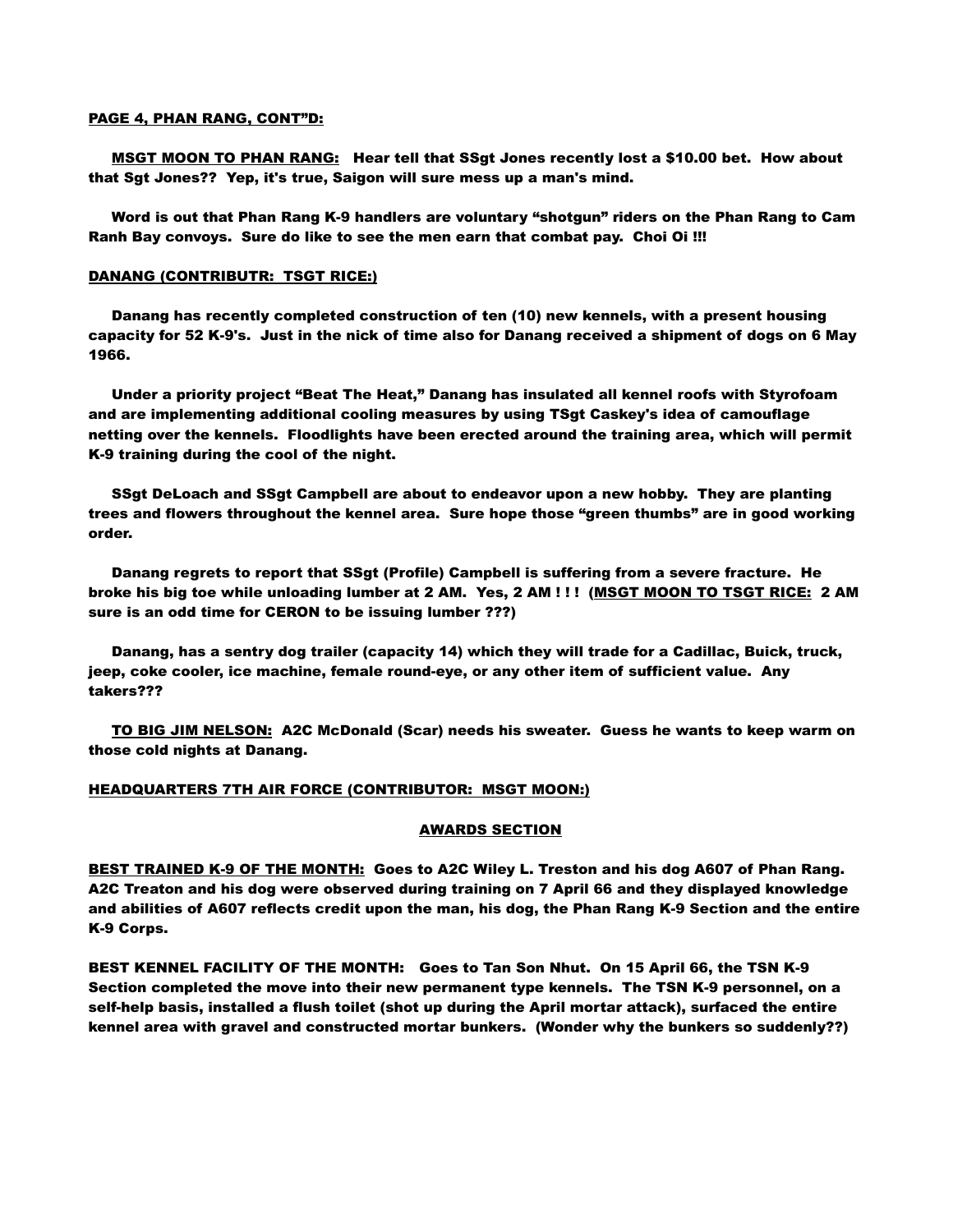**PAGE 4, PHAN RANG, CONT"D:**

**MSGT MOON TO PHAN RANG:** Hear tell that SSgt Jones recently lost a $10.00 bet. How about that Sgt Jones?? Yep, it's true, Saigon will sure mess up a man's mind.

**Word is out that Phan Rang K-9 handlers are voluntary "shotgun" riders on the Phan Rang to Cam Ranh Bay convoys. Sure do like to see the men earn that combat pay. Choi Oi !!!**

**DANANG (CONTRIBUTR: TSGT RICE:)**

**Danang has recently completed construction of ten (10) new kennels, with a present housing capacity for 52 K-9's. Just in the nick of time also for Danang received a shipment of dogs on 6 May 1966.**

**Under a priority project "Beat The Heat," Danang has insulated all kennel roofs with Styrofoam and are implementing additional cooling measures by using TSgt Caskey's idea of camouflage netting over the kennels. Floodlights have been erected around the training area, which will permit K-9 training during the cool of the night.**

**SSgt DeLoach and SSgt Campbell are about to endeavor upon a new hobby. They are planting trees and flowers throughout the kennel area. Sure hope those "green thumbs" are in good working order.**

**Danang regrets to report that SSgt (Profile) Campbell is suffering from a severe fracture. He broke his big toe while unloading lumber at 2 AM. Yes, 2 AM ! ! ! (MSGT MOON TO TSGT RICE: 2 AM sure is an odd time for CERON to be issuing lumber ???)**

**Danang, has a sentry dog trailer (capacity 14) which they will trade for a Cadillac, Buick, truck, jeep, coke cooler, ice machine, female round-eye, or any other item of sufficient value. Any takers???**

**TO BIG JIM NELSON:** **A2C McDonald (Scar) needs his sweater. Guess he wants to keep warm on those cold nights at Danang.**

**HEADQUARTERS 7TH AIR FORCE (CONTRIBUTOR: MSGT MOON:)**

**AWARDS SECTION**

**BEST TRAINED K-9 OF THE MONTH:** **Goes to A2C Wiley L. Treston and his dog A607 of Phan Rang. A2C Treaton and his dog were observed during training on 7 April 66 and they displayed knowledge and abilities of A607 reflects credit upon the man, his dog, the Phan Rang K-9 Section and the entire K-9 Corps.**

**BEST KENNEL FACILITY OF THE MONTH: Goes to Tan Son Nhut. On 15 April 66, the TSN K-9 Section completed the move into their new permanent type kennels. The TSN K-9 personnel, on a self-help basis, installed a flush toilet (shot up during the April mortar attack), surfaced the entire kennel area with gravel and constructed mortar bunkers. (Wonder why the bunkers so suddenly??)**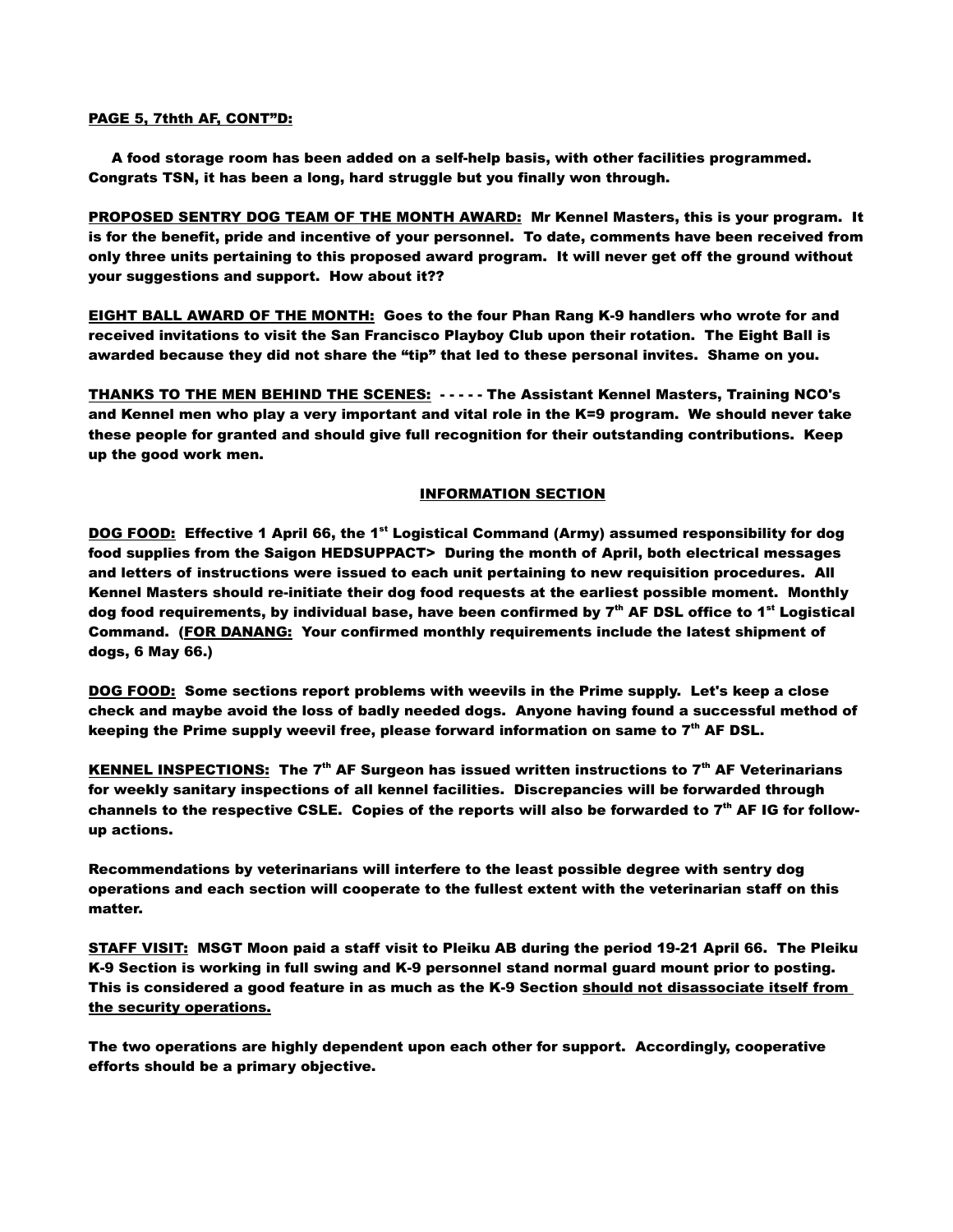**PAGE 5, 7thth AF, CONT"D:**

**A food storage room has been added on a self-help basis, with other facilities programmed. Congrats TSN, it has been a long, hard struggle but you finally won through.**

**PROPOSED SENTRY DOG TEAM OF THE MONTH AWARD: Mr Kennel Masters, this is your program. It is for the benefit, pride and incentive of your personnel. To date, comments have been received from only three units pertaining to this proposed award program. It will never get off the ground without your suggestions and support. How about it??**

**EIGHT BALL AWARD OF THE MONTH: Goes to the four Phan Rang K-9 handlers who wrote for and received invitations to visit the San Francisco Playboy Club upon their rotation. The Eight Ball is awarded because they did not share the "tip" that led to these personal invites. Shame on you.**

**THANKS TO THE MEN BEHIND THE SCENES: - - - - - The Assistant Kennel Masters, Training NCO's and Kennel men who play a very important and vital role in the K=9 program. We should never take these people for granted and should give full recognition for their outstanding contributions. Keep up the good work men.**

## INFORMATION SECTION

**DOG FOOD: Effective 1 April 66, the 1st Logistical Command (Army) assumed responsibility for dog food supplies from the Saigon HEDSUPPACT> During the month of April, both electrical messages and letters of instructions were issued to each unit pertaining to new requisition procedures. All Kennel Masters should re-initiate their dog food requests at the earliest possible moment. Monthly dog food requirements, by individual base, have been confirmed by 7th AF DSL office to 1st Logistical Command. (FOR DANANG: Your confirmed monthly requirements include the latest shipment of dogs, 6 May 66.)**

**DOG FOOD: Some sections report problems with weevils in the Prime supply. Let's keep a close check and maybe avoid the loss of badly needed dogs. Anyone having found a successful method of keeping the Prime supply weevil free, please forward information on same to 7th AF DSL.**

**KENNEL INSPECTIONS: The 7th AF Surgeon has issued written instructions to 7th AF Veterinarians for weekly sanitary inspections of all kennel facilities. Discrepancies will be forwarded through channels to the respective CSLE. Copies of the reports will also be forwarded to 7th AF IG for follow-up actions.**

**Recommendations by veterinarians will interfere to the least possible degree with sentry dog operations and each section will cooperate to the fullest extent with the veterinarian staff on this matter.**

**STAFF VISIT: MSGT Moon paid a staff visit to Pleiku AB during the period 19-21 April 66. The Pleiku K-9 Section is working in full swing and K-9 personnel stand normal guard mount prior to posting. This is considered a good feature in as much as the K-9 Section should not disassociate itself from the security operations.**

**The two operations are highly dependent upon each other for support. Accordingly, cooperative efforts should be a primary objective.**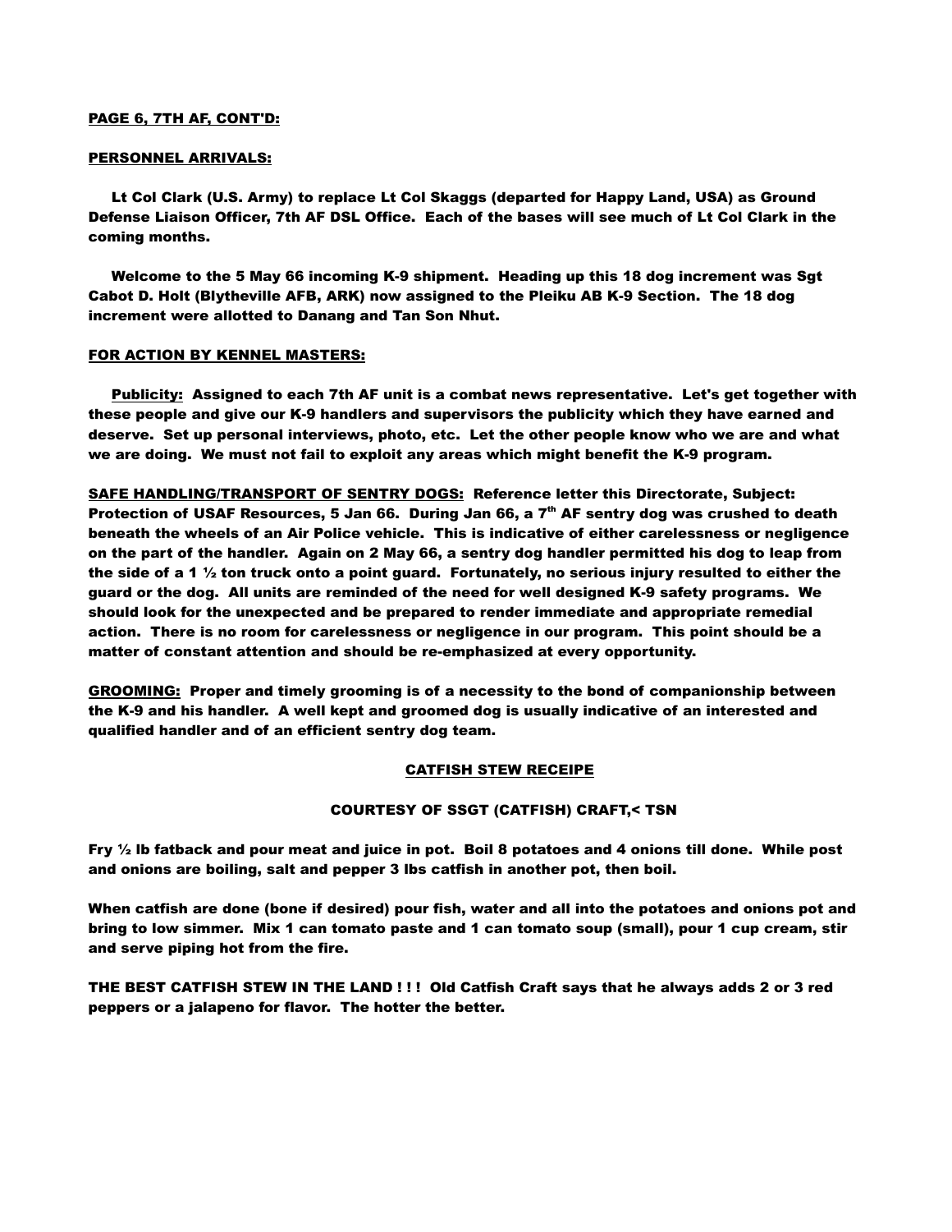**PAGE 6, 7TH AF, CONT'D:**

**PERSONNEL ARRIVALS:**

**Lt Col Clark (U.S. Army) to replace Lt Col Skaggs (departed for Happy Land, USA) as Ground Defense Liaison Officer, 7th AF DSL Office. Each of the bases will see much of Lt Col Clark in the coming months.**

**Welcome to the 5 May 66 incoming K-9 shipment. Heading up this 18 dog increment was Sgt Cabot D. Holt (Blytheville AFB, ARK) now assigned to the Pleiku AB K-9 Section. The 18 dog increment were allotted to Danang and Tan Son Nhut.**

**FOR ACTION BY KENNEL MASTERS:**

**Publicity: Assigned to each 7th AF unit is a combat news representative. Let's get together with these people and give our K-9 handlers and supervisors the publicity which they have earned and deserve. Set up personal interviews, photo, etc. Let the other people know who we are and what we are doing. We must not fail to exploit any areas which might benefit the K-9 program.**

**SAFE HANDLING/TRANSPORT OF SENTRY DOGS: Reference letter this Directorate, Subject: Protection of USAF Resources, 5 Jan 66. During Jan 66, a 7th AF sentry dog was crushed to death beneath the wheels of an Air Police vehicle. This is indicative of either carelessness or negligence on the part of the handler. Again on 2 May 66, a sentry dog handler permitted his dog to leap from the side of a 1 ½ ton truck onto a point guard. Fortunately, no serious injury resulted to either the guard or the dog. All units are reminded of the need for well designed K-9 safety programs. We should look for the unexpected and be prepared to render immediate and appropriate remedial action. There is no room for carelessness or negligence in our program. This point should be a matter of constant attention and should be re-emphasized at every opportunity.**

**GROOMING: Proper and timely grooming is of a necessity to the bond of companionship between the K-9 and his handler. A well kept and groomed dog is usually indicative of an interested and qualified handler and of an efficient sentry dog team.**

**CATFISH STEW RECEIPE**

**COURTESY OF SSGT (CATFISH) CRAFT,< TSN**

**Fry ½ lb fatback and pour meat and juice in pot. Boil 8 potatoes and 4 onions till done. While post and onions are boiling, salt and pepper 3 lbs catfish in another pot, then boil.**

**When catfish are done (bone if desired) pour fish, water and all into the potatoes and onions pot and bring to low simmer. Mix 1 can tomato paste and 1 can tomato soup (small), pour 1 cup cream, stir and serve piping hot from the fire.**

**THE BEST CATFISH STEW IN THE LAND ! ! ! Old Catfish Craft says that he always adds 2 or 3 red peppers or a jalapeno for flavor. The hotter the better.**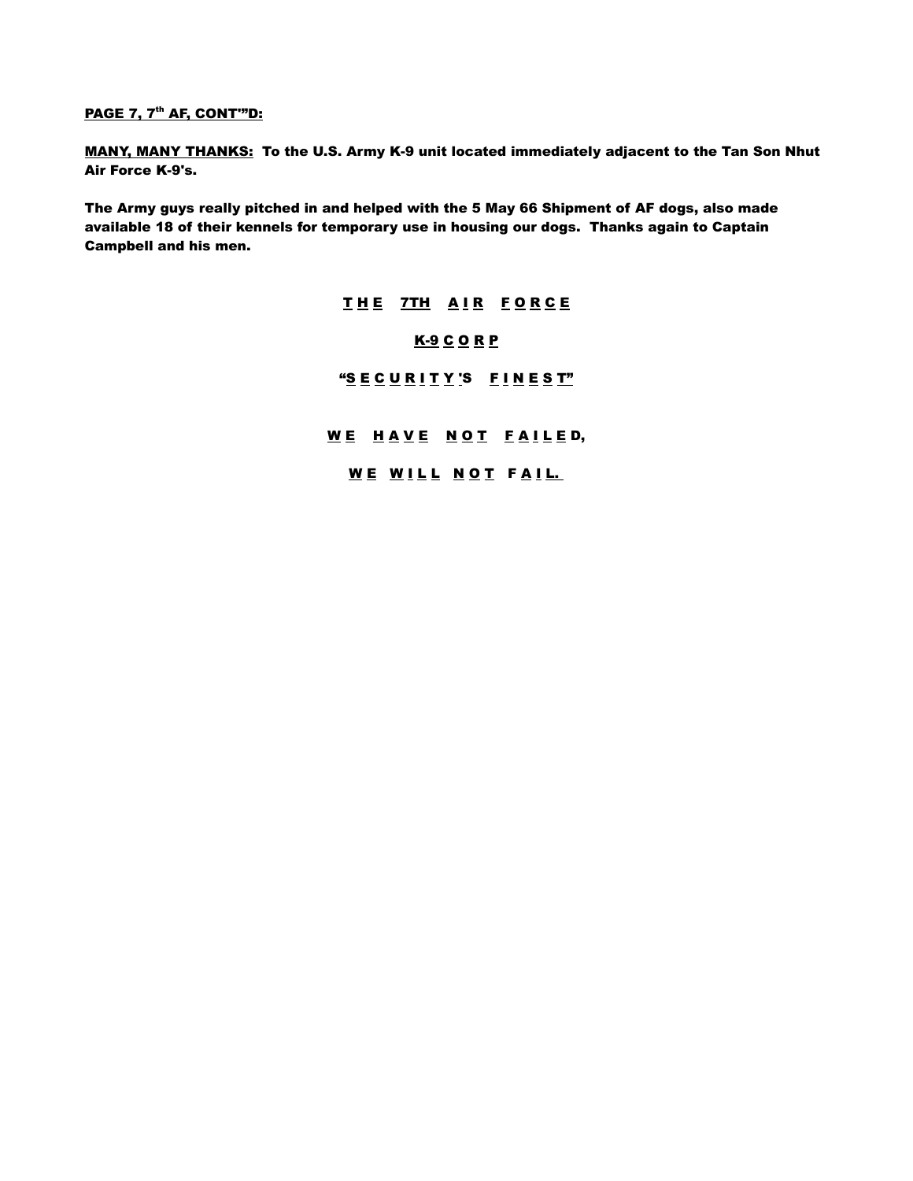**PAGE 7, 7th AF, CONT'"D:**

**MANY, MANY THANKS:** **To the U.S. Army K-9 unit located immediately adjacent to the Tan Son Nhut Air Force K-9's.**

**The Army guys really pitched in and helped with the 5 May 66 Shipment of AF dogs, also made available 18 of their kennels for temporary use in housing our dogs. Thanks again to Captain Campbell and his men.**

**T H E 7TH A I R F O R C E**

**K-9 C O R P**

**"S E C U R I T Y 'S F I N E S T"**

**W E H A V E N O T F A I L E D,**

**W E W I L L N O T F A I L.**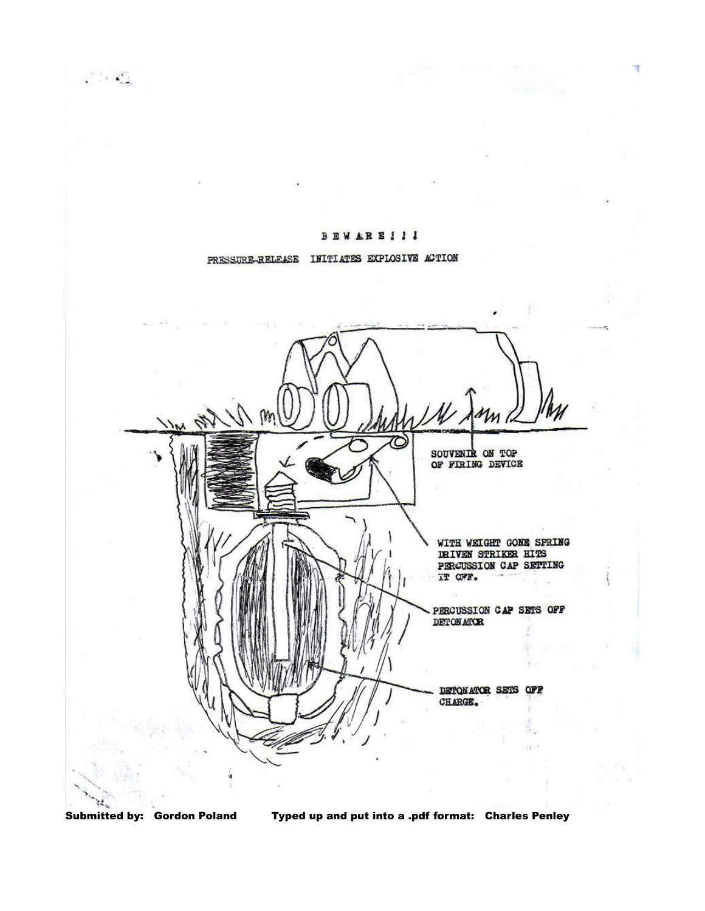BEWARE!!!

PRESSURE-RELEASE INITIATES EXPLOSIVE ACTION

SOUVENIR ON TOP OF FIRING DEVICE

WITH WEIGHT GONE SPRING DRIVEN STRIKER HITS PERCUSSION CAP SETTING IT OFF.

PERCUSSION CAP SETS OFF DETONATOR

DETONATOR SETS OFF CHARGE.

**Submitted by: Gordon Poland Typed up and put into a .pdf format: Charles Penley**